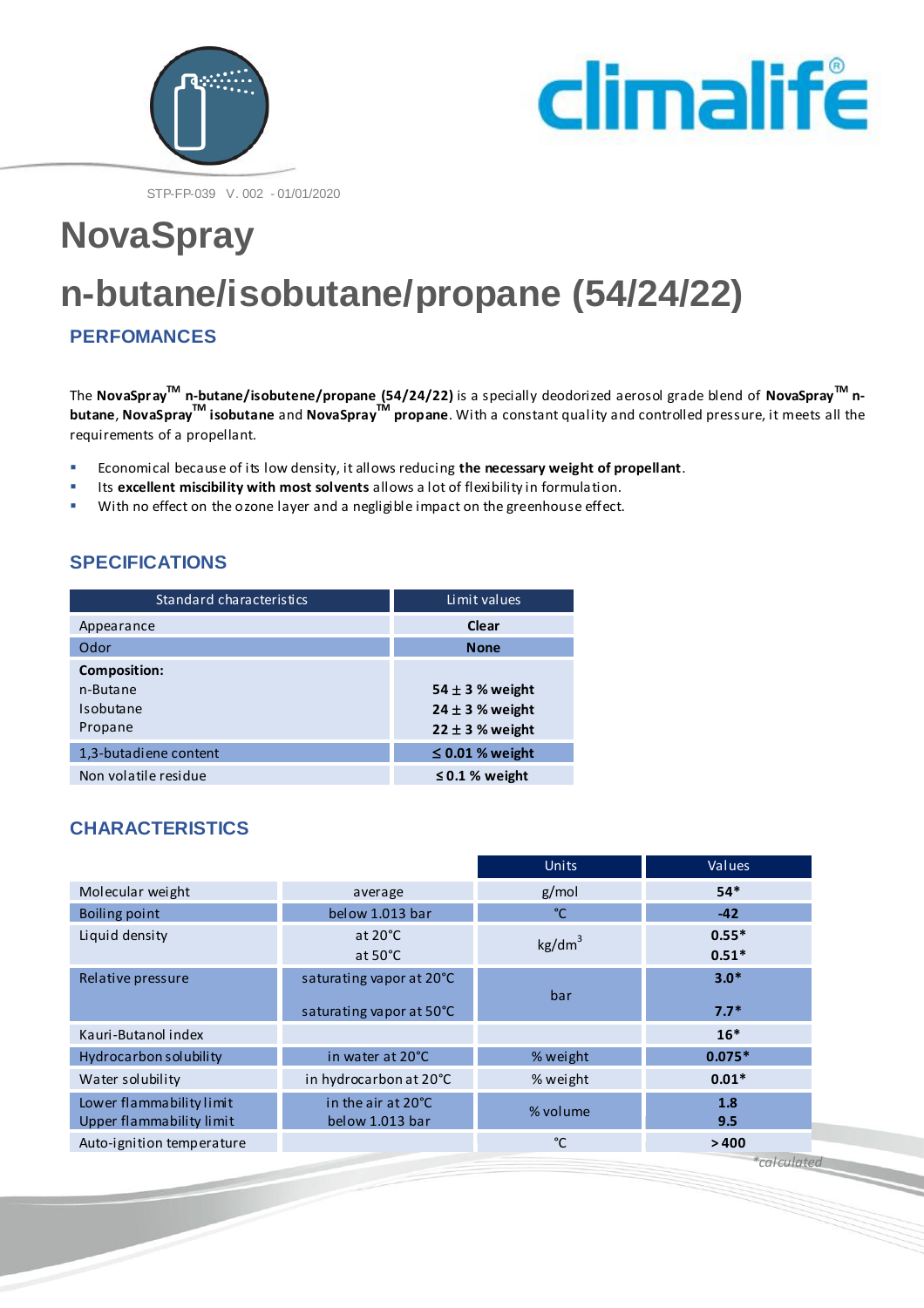STP-FP-039 V. 002 - 01/01/2020

# NovaSpray

# n-butane/isobutane/propane (54/24/22)

## PERFOMANCES

The **NovaSpray™ n-butane/isobutene/propane (54/24/22)** is a specially deodorized aerosol grade blend of **NovaSpray™ n-butane**, **NovaSpray™ isobutane** and **NovaSpray™ propane**. With a constant quality and controlled pressure, it meets all the requirements of a propellant.

- Economical because of its low density, it allows reducing **the necessary weight of propellant**.
- Its **excellent miscibility with most solvents** allows a lot of flexibility in formulation.
- With no effect on the ozone layer and a negligible impact on the greenhouse effect.

## SPECIFICATIONS

| Standard characteristics | Limit values |
|---|---|
| Appearance | **Clear** |
| Odor | **None** |
| **Composition:**<br>n-Butane<br>Isobutane<br>Propane | <br>**54 ± 3 % weight**<br>**24 ± 3 % weight**<br>**22 ± 3 % weight** |
| 1,3-butadiene content | **≤ 0.01 % weight** |
| Non volatile residue | **≤ 0.1 % weight** |

## CHARACTERISTICS

| | | Units | Values |
|---|---|---|---|
| Molecular weight | average | g/mol | **54*** |
| Boiling point | below 1.013 bar | °C | **-42** |
| Liquid density | at 20°C<br>at 50°C | $kg/dm^3$ | **0.55***<br>**0.51*** |
| Relative pressure | saturating vapor at 20°C<br>saturating vapor at 50°C | bar | **3.0***<br>**7.7*** |
| Kauri-Butanol index | | | **16*** |
| Hydrocarbon solubility | in water at 20°C | % weight | **0.075*** |
| Water solubility | in hydrocarbon at 20°C | % weight | **0.01*** |
| Lower flammability limit<br>Upper flammability limit | in the air at 20°C<br>below 1.013 bar | % volume | **1.8**<br>**9.5** |
| Auto-ignition temperature | | °C | **> 400** |

*\*calculated*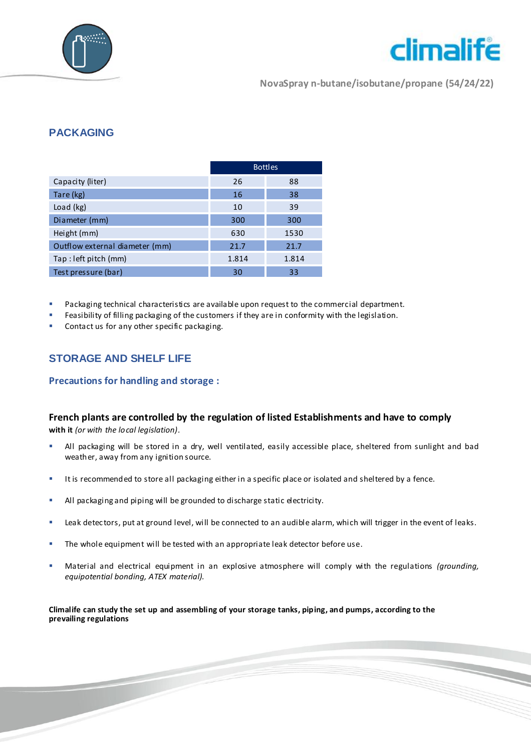NovaSpray n-butane/isobutane/propane (54/24/22)

## PACKAGING

| | Bottles | |
|---|---|---|
| Capacity (liter) | 26 | 88 |
| Tare (kg) | 16 | 38 |
| Load (kg) | 10 | 39 |
| Diameter (mm) | 300 | 300 |
| Height (mm) | 630 | 1530 |
| Outflow external diameter (mm) | 21.7 | 21.7 |
| Tap : left pitch (mm) | 1.814 | 1.814 |
| Test pressure (bar) | 30 | 33 |

- Packaging technical characteristics are available upon request to the commercial department.
- Feasibility of filling packaging of the customers if they are in conformity with the legislation.
- Contact us for any other specific packaging.

## STORAGE AND SHELF LIFE

### Precautions for handling and storage :

**French plants are controlled by the regulation of listed Establishments and have to comply with it** *(or with the local legislation)*.

- All packaging will be stored in a dry, well ventilated, easily accessible place, sheltered from sunlight and bad weather, away from any ignition source.
- It is recommended to store all packaging either in a specific place or isolated and sheltered by a fence.
- All packaging and piping will be grounded to discharge static electricity.
- Leak detectors, put at ground level, will be connected to an audible alarm, which will trigger in the event of leaks.
- The whole equipment will be tested with an appropriate leak detector before use.
- Material and electrical equipment in an explosive atmosphere will comply with the regulations *(grounding, equipotential bonding, ATEX material).*

**Climalife can study the set up and assembling of your storage tanks, piping, and pumps, according to the prevailing regulations**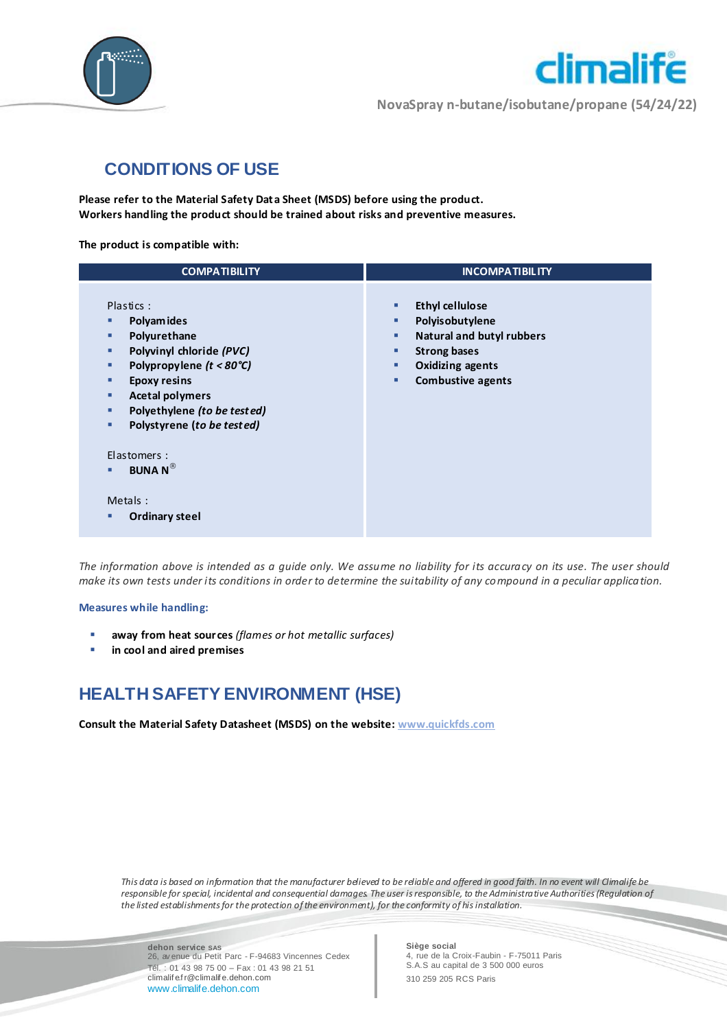## CONDITIONS OF USE

**Please refer to the Material Safety Data Sheet (MSDS) before using the product.**
**Workers handling the product should be trained about risks and preventive measures.**

**The product is compatible with:**

| COMPATIBILITY | INCOMPATIBILITY |
|---|---|
| Plastics : | ▪ **Ethyl cellulose** |
| ▪ **Polyamides** | ▪ **Polyisobutylene** |
| ▪ **Polyurethane** | ▪ **Natural and butyl rubbers** |
| ▪ **Polyvinyl chloride *(PVC)*** | ▪ **Strong bases** |
| ▪ **Polypropylene *(t < 80°C)*** | ▪ **Oxidizing agents** |
| ▪ **Epoxy resins** | ▪ **Combustive agents** |
| ▪ **Acetal polymers** | |
| ▪ **Polyethylene *(to be tested)*** | |
| ▪ **Polystyrene (*to be tested*)** | |
| Elastomers : | |
| ▪ **BUNA N®** | |
| Metals : | |
| ▪ **Ordinary steel** | |

*The information above is intended as a guide only. We assume no liability for its accuracy on its use. The user should make its own tests under its conditions in order to determine the suitability of any compound in a peculiar application.*

**Measures while handling:**

- **away from heat sources** *(flames or hot metallic surfaces)*
- **in cool and aired premises**

## HEALTH SAFETY ENVIRONMENT (HSE)

**Consult the Material Safety Datasheet (MSDS) on the website:** www.quickfds.com

*This data is based on information that the manufacturer believed to be reliable and offered in good faith. In no event will Climalife be responsible for special, incidental and consequential damages. The user is responsible, to the Administrative Authorities (Regulation of the listed establishments for the protection of the environment), for the conformity of his installation.*

dehon service SAS
26, avenue du Petit Parc - F-94683 Vincennes Cedex
Tél. : 01 43 98 75 00 – Fax : 01 43 98 21 51
climalife.fr@climalife.dehon.com
www.climalife.dehon.com

Siège social
4, rue de la Croix-Faubin - F-75011 Paris
S.A.S au capital de 3 500 000 euros
310 259 205 RCS Paris